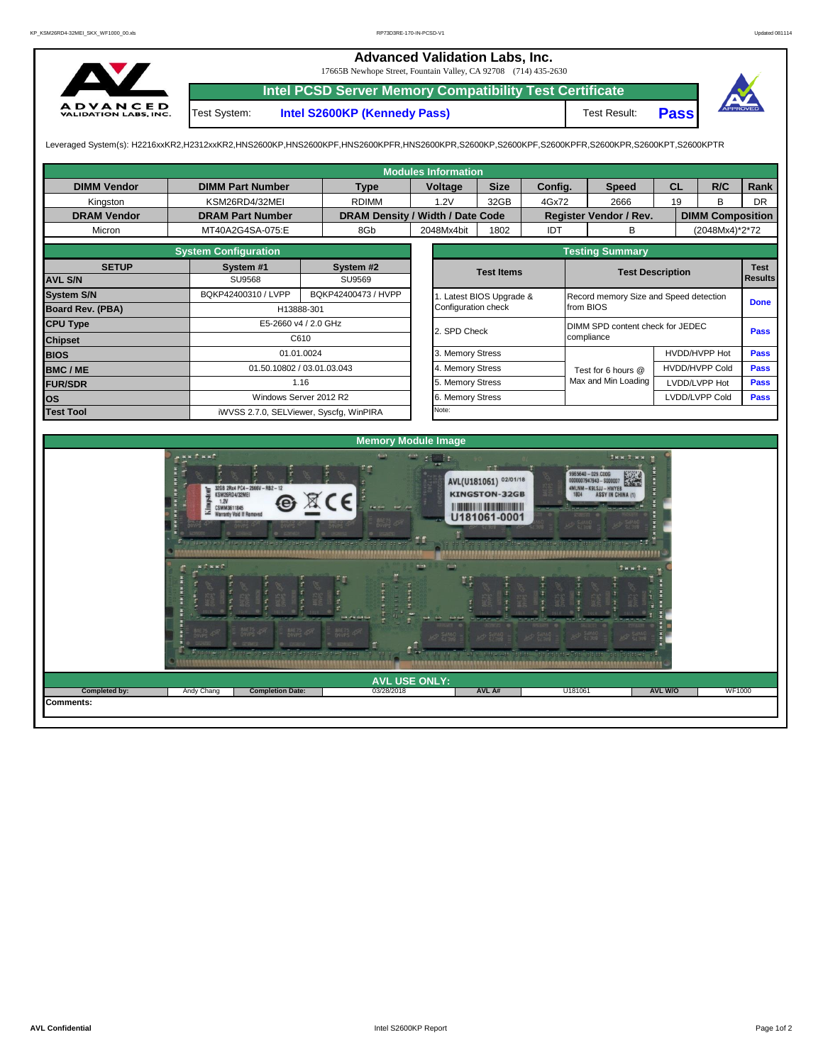# Advanced Validation Labs, Inc.

17665B Newhope Street, Fountain Valley, CA 92708 (714) 435-2630

## Intel PCSD Server Memory Compatibility Test Certificate

Test System: **Intel S2600KP (Kennedy Pass)**    Test Result: **Pass**

Leveraged System(s): H2216xxKR2,H2312xxKR2,HNS2600KP,HNS2600KPF,HNS2600KPFR,HNS2600KPR,S2600KP,S2600KPF,S2600KPFR,S2600KPR,S2600KPT,S2600KPTR

### Modules Information

| DIMM Vendor | DIMM Part Number | Type | Voltage | Size | Config. | Speed | CL | R/C | Rank |
|---|---|---|---|---|---|---|---|---|---|
| Kingston | KSM26RD4/32MEI | RDIMM | 1.2V | 32GB | 4Gx72 | 2666 | 19 | B | DR |
| **DRAM Vendor** | **DRAM Part Number** | **DRAM Density / Width / Date Code** | | | **Register Vendor / Rev.** | | **DIMM Composition** | | |
| Micron | MT40A2G4SA-075:E | 8Gb | 2048Mx4bit | 1802 | IDT | B | (2048Mx4)*2*72 | | |

### System Configuration

| SETUP | System #1 | System #2 |
|---|---|---|
| AVL S/N | SU9568 | SU9569 |
| System S/N | BQKP42400310 / LVPP | BQKP42400473 / HVPP |
| Board Rev. (PBA) | H13888-301 | |
| CPU Type | E5-2660 v4 / 2.0 GHz | |
| Chipset | C610 | |
| BIOS | 01.01.0024 | |
| BMC / ME | 01.50.10802 / 03.01.03.043 | |
| FUR/SDR | 1.16 | |
| OS | Windows Server 2012 R2 | |
| Test Tool | iWVSS 2.7.0, SELViewer, Syscfg, WinPIRA | |

### Testing Summary

| Test Items | Test Description | | Test Results |
|---|---|---|---|
| 1. Latest BIOS Upgrade & Configuration check | Record memory Size and Speed detection from BIOS | | Done |
| 2. SPD Check | DIMM SPD content check for JEDEC compliance | | Pass |
| 3. Memory Stress | Test for 6 hours @ Max and Min Loading | HVDD/HVPP Hot | Pass |
| 4. Memory Stress | | HVDD/HVPP Cold | Pass |
| 5. Memory Stress | | LVDD/LVPP Hot | Pass |
| 6. Memory Stress | | LVDD/LVPP Cold | Pass |

Note:

### Memory Module Image

### AVL USE ONLY:

| Completed by: | Andy Chang | Completion Date: | 03/28/2018 | AVL A# | U181061 | AVL W/O | WF1000 |
|---|---|---|---|---|---|---|---|

Comments: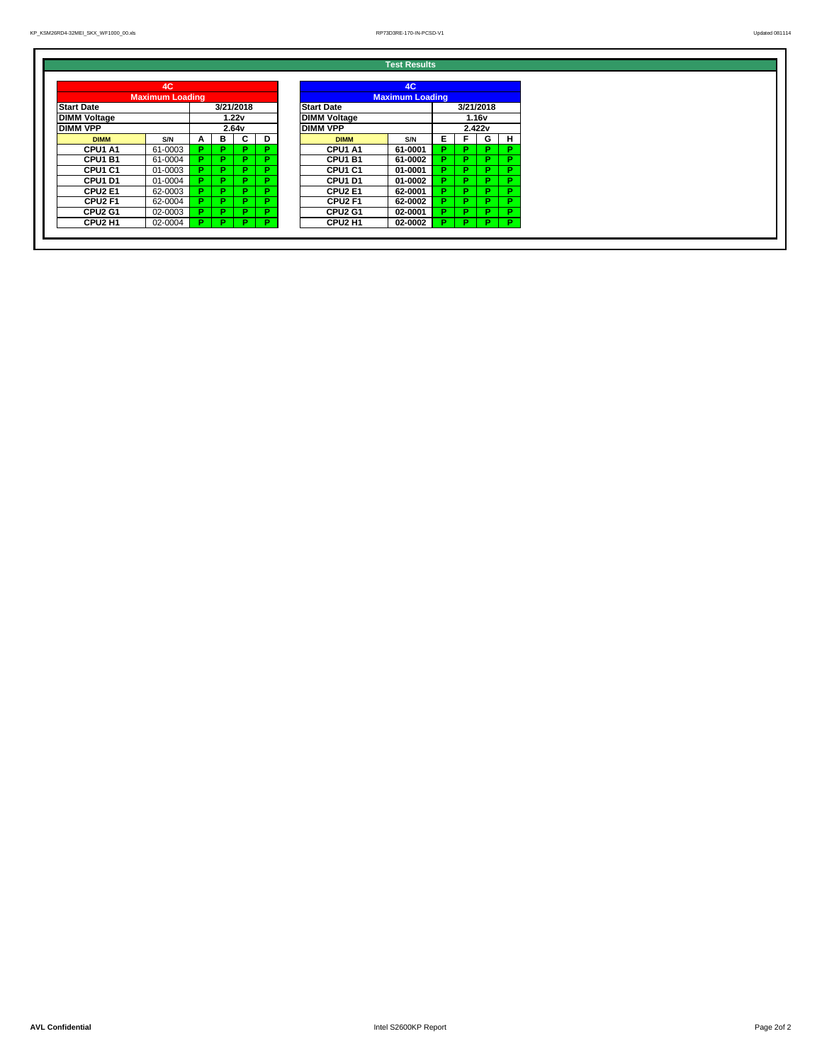## Test Results

| 4C Maximum Loading | | | | | |
|---|---|---|---|---|---|
| Start Date | | 3/21/2018 | | | |
| DIMM Voltage | | 1.22v | | | |
| DIMM VPP | | 2.64v | | | |
| DIMM | S/N | A | B | C | D |
| CPU1 A1 | 61-0003 | P | P | P | P |
| CPU1 B1 | 61-0004 | P | P | P | P |
| CPU1 C1 | 01-0003 | P | P | P | P |
| CPU1 D1 | 01-0004 | P | P | P | P |
| CPU2 E1 | 62-0003 | P | P | P | P |
| CPU2 F1 | 62-0004 | P | P | P | P |
| CPU2 G1 | 02-0003 | P | P | P | P |
| CPU2 H1 | 02-0004 | P | P | P | P |

| 4C Maximum Loading | | | | | |
|---|---|---|---|---|---|
| Start Date | | 3/21/2018 | | | |
| DIMM Voltage | | 1.16v | | | |
| DIMM VPP | | 2.422v | | | |
| DIMM | S/N | E | F | G | H |
| CPU1 A1 | 61-0001 | P | P | P | P |
| CPU1 B1 | 61-0002 | P | P | P | P |
| CPU1 C1 | 01-0001 | P | P | P | P |
| CPU1 D1 | 01-0002 | P | P | P | P |
| CPU2 E1 | 62-0001 | P | P | P | P |
| CPU2 F1 | 62-0002 | P | P | P | P |
| CPU2 G1 | 02-0001 | P | P | P | P |
| CPU2 H1 | 02-0002 | P | P | P | P |